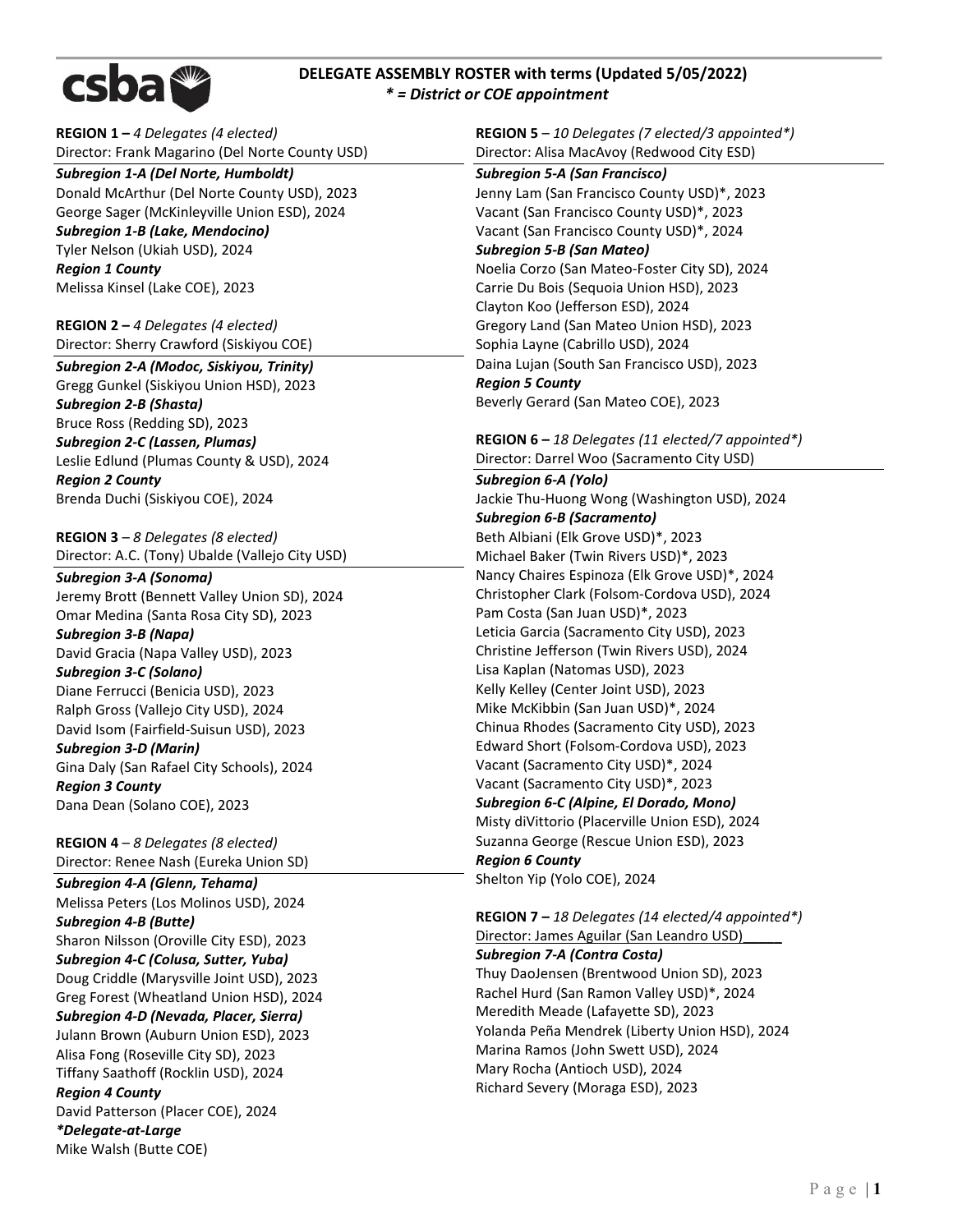# DELEGATE ASSEMBLY ROSTER with terms (Updated 5/05/2022)

***\* = District or COE appointment***

**REGION 1 –** *4 Delegates (4 elected)*
Director: Frank Magarino (Del Norte County USD)

***Subregion 1-A (Del Norte, Humboldt)***
Donald McArthur (Del Norte County USD), 2023
George Sager (McKinleyville Union ESD), 2024

***Subregion 1-B (Lake, Mendocino)***
Tyler Nelson (Ukiah USD), 2024

***Region 1 County***
Melissa Kinsel (Lake COE), 2023

**REGION 2 –** *4 Delegates (4 elected)*
Director: Sherry Crawford (Siskiyou COE)

***Subregion 2-A (Modoc, Siskiyou, Trinity)***
Gregg Gunkel (Siskiyou Union HSD), 2023

***Subregion 2-B (Shasta)***
Bruce Ross (Redding SD), 2023

***Subregion 2-C (Lassen, Plumas)***
Leslie Edlund (Plumas County & USD), 2024

***Region 2 County***
Brenda Duchi (Siskiyou COE), 2024

**REGION 3** – *8 Delegates (8 elected)*
Director: A.C. (Tony) Ubalde (Vallejo City USD)

***Subregion 3-A (Sonoma)***
Jeremy Brott (Bennett Valley Union SD), 2024
Omar Medina (Santa Rosa City SD), 2023

***Subregion 3-B (Napa)***
David Gracia (Napa Valley USD), 2023

***Subregion 3-C (Solano)***
Diane Ferrucci (Benicia USD), 2023
Ralph Gross (Vallejo City USD), 2024
David Isom (Fairfield-Suisun USD), 2023

***Subregion 3-D (Marin)***
Gina Daly (San Rafael City Schools), 2024

***Region 3 County***
Dana Dean (Solano COE), 2023

**REGION 4** – *8 Delegates (8 elected)*
Director: Renee Nash (Eureka Union SD)

***Subregion 4-A (Glenn, Tehama)***
Melissa Peters (Los Molinos USD), 2024

***Subregion 4-B (Butte)***
Sharon Nilsson (Oroville City ESD), 2023

***Subregion 4-C (Colusa, Sutter, Yuba)***
Doug Criddle (Marysville Joint USD), 2023
Greg Forest (Wheatland Union HSD), 2024

***Subregion 4-D (Nevada, Placer, Sierra)***
Julann Brown (Auburn Union ESD), 2023
Alisa Fong (Roseville City SD), 2023
Tiffany Saathoff (Rocklin USD), 2024

***Region 4 County***
David Patterson (Placer COE), 2024

***\*Delegate-at-Large***
Mike Walsh (Butte COE)

**REGION 5** – *10 Delegates (7 elected/3 appointed\*)*
Director: Alisa MacAvoy (Redwood City ESD)

***Subregion 5-A (San Francisco)***
Jenny Lam (San Francisco County USD)\*, 2023
Vacant (San Francisco County USD)\*, 2023
Vacant (San Francisco County USD)\*, 2024

***Subregion 5-B (San Mateo)***
Noelia Corzo (San Mateo-Foster City SD), 2024
Carrie Du Bois (Sequoia Union HSD), 2023
Clayton Koo (Jefferson ESD), 2024
Gregory Land (San Mateo Union HSD), 2023
Sophia Layne (Cabrillo USD), 2024
Daina Lujan (South San Francisco USD), 2023

***Region 5 County***
Beverly Gerard (San Mateo COE), 2023

**REGION 6 –** *18 Delegates (11 elected/7 appointed\*)*
Director: Darrel Woo (Sacramento City USD)

***Subregion 6-A (Yolo)***
Jackie Thu-Huong Wong (Washington USD), 2024

***Subregion 6-B (Sacramento)***
Beth Albiani (Elk Grove USD)\*, 2023
Michael Baker (Twin Rivers USD)\*, 2023
Nancy Chaires Espinoza (Elk Grove USD)\*, 2024
Christopher Clark (Folsom-Cordova USD), 2024
Pam Costa (San Juan USD)\*, 2023
Leticia Garcia (Sacramento City USD), 2023
Christine Jefferson (Twin Rivers USD), 2024
Lisa Kaplan (Natomas USD), 2023
Kelly Kelley (Center Joint USD), 2023
Mike McKibbin (San Juan USD)\*, 2024
Chinua Rhodes (Sacramento City USD), 2023
Edward Short (Folsom-Cordova USD), 2023
Vacant (Sacramento City USD)\*, 2024
Vacant (Sacramento City USD)\*, 2023

***Subregion 6-C (Alpine, El Dorado, Mono)***
Misty diVittorio (Placerville Union ESD), 2024
Suzanna George (Rescue Union ESD), 2023

***Region 6 County***
Shelton Yip (Yolo COE), 2024

**REGION 7 –** *18 Delegates (14 elected/4 appointed\*)*
Director: James Aguilar (San Leandro USD)

***Subregion 7-A (Contra Costa)***
Thuy DaoJensen (Brentwood Union SD), 2023
Rachel Hurd (San Ramon Valley USD)\*, 2024
Meredith Meade (Lafayette SD), 2023
Yolanda Peña Mendrek (Liberty Union HSD), 2024
Marina Ramos (John Swett USD), 2024
Mary Rocha (Antioch USD), 2024
Richard Severy (Moraga ESD), 2023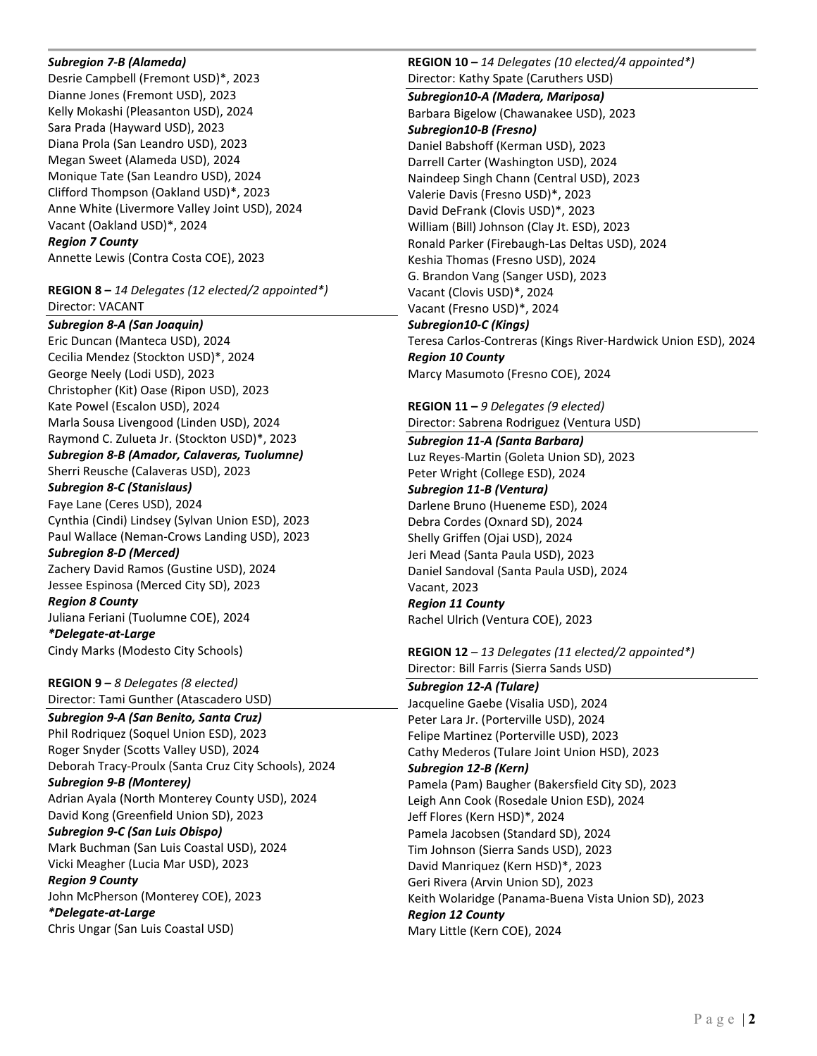***Subregion 7-B (Alameda)***
Desrie Campbell (Fremont USD)*, 2023
Dianne Jones (Fremont USD), 2023
Kelly Mokashi (Pleasanton USD), 2024
Sara Prada (Hayward USD), 2023
Diana Prola (San Leandro USD), 2023
Megan Sweet (Alameda USD), 2024
Monique Tate (San Leandro USD), 2024
Clifford Thompson (Oakland USD)*, 2023
Anne White (Livermore Valley Joint USD), 2024
Vacant (Oakland USD)*, 2024
***Region 7 County***
Annette Lewis (Contra Costa COE), 2023

**REGION 8 –** *14 Delegates (12 elected/2 appointed*)*
Director: VACANT

***Subregion 8-A (San Joaquin)***
Eric Duncan (Manteca USD), 2024
Cecilia Mendez (Stockton USD)*, 2024
George Neely (Lodi USD), 2023
Christopher (Kit) Oase (Ripon USD), 2023
Kate Powel (Escalon USD), 2024
Marla Sousa Livengood (Linden USD), 2024
Raymond C. Zulueta Jr. (Stockton USD)*, 2023
***Subregion 8-B (Amador, Calaveras, Tuolumne)***
Sherri Reusche (Calaveras USD), 2023
***Subregion 8-C (Stanislaus)***
Faye Lane (Ceres USD), 2024
Cynthia (Cindi) Lindsey (Sylvan Union ESD), 2023
Paul Wallace (Neman-Crows Landing USD), 2023
***Subregion 8-D (Merced)***
Zachery David Ramos (Gustine USD), 2024
Jessee Espinosa (Merced City SD), 2023
***Region 8 County***
Juliana Feriani (Tuolumne COE), 2024
****Delegate-at-Large***
Cindy Marks (Modesto City Schools)

**REGION 9 –** *8 Delegates (8 elected)*
Director: Tami Gunther (Atascadero USD)

***Subregion 9-A (San Benito, Santa Cruz)***
Phil Rodriquez (Soquel Union ESD), 2023
Roger Snyder (Scotts Valley USD), 2024
Deborah Tracy-Proulx (Santa Cruz City Schools), 2024
***Subregion 9-B (Monterey)***
Adrian Ayala (North Monterey County USD), 2024
David Kong (Greenfield Union SD), 2023
***Subregion 9-C (San Luis Obispo)***
Mark Buchman (San Luis Coastal USD), 2024
Vicki Meagher (Lucia Mar USD), 2023
***Region 9 County***
John McPherson (Monterey COE), 2023
****Delegate-at-Large***
Chris Ungar (San Luis Coastal USD)

**REGION 10 –** *14 Delegates (10 elected/4 appointed*)*
Director: Kathy Spate (Caruthers USD)

***Subregion10-A (Madera, Mariposa)***
Barbara Bigelow (Chawanakee USD), 2023
***Subregion10-B (Fresno)***
Daniel Babshoff (Kerman USD), 2023
Darrell Carter (Washington USD), 2024
Naindeep Singh Chann (Central USD), 2023
Valerie Davis (Fresno USD)*, 2023
David DeFrank (Clovis USD)*, 2023
William (Bill) Johnson (Clay Jt. ESD), 2023
Ronald Parker (Firebaugh-Las Deltas USD), 2024
Keshia Thomas (Fresno USD), 2024
G. Brandon Vang (Sanger USD), 2023
Vacant (Clovis USD)*, 2024
Vacant (Fresno USD)*, 2024
***Subregion10-C (Kings)***
Teresa Carlos-Contreras (Kings River-Hardwick Union ESD), 2024
***Region 10 County***
Marcy Masumoto (Fresno COE), 2024

**REGION 11 –** *9 Delegates (9 elected)*
Director: Sabrena Rodriguez (Ventura USD)

***Subregion 11-A (Santa Barbara)***
Luz Reyes-Martin (Goleta Union SD), 2023
Peter Wright (College ESD), 2024
***Subregion 11-B (Ventura)***
Darlene Bruno (Hueneme ESD), 2024
Debra Cordes (Oxnard SD), 2024
Shelly Griffen (Ojai USD), 2024
Jeri Mead (Santa Paula USD), 2023
Daniel Sandoval (Santa Paula USD), 2024
Vacant, 2023
***Region 11 County***
Rachel Ulrich (Ventura COE), 2023

**REGION 12** – *13 Delegates (11 elected/2 appointed*)*
Director: Bill Farris (Sierra Sands USD)

***Subregion 12-A (Tulare)***
Jacqueline Gaebe (Visalia USD), 2024
Peter Lara Jr. (Porterville USD), 2024
Felipe Martinez (Porterville USD), 2023
Cathy Mederos (Tulare Joint Union HSD), 2023
***Subregion 12-B (Kern)***
Pamela (Pam) Baugher (Bakersfield City SD), 2023
Leigh Ann Cook (Rosedale Union ESD), 2024
Jeff Flores (Kern HSD)*, 2024
Pamela Jacobsen (Standard SD), 2024
Tim Johnson (Sierra Sands USD), 2023
David Manriquez (Kern HSD)*, 2023
Geri Rivera (Arvin Union SD), 2023
Keith Wolaridge (Panama-Buena Vista Union SD), 2023
***Region 12 County***
Mary Little (Kern COE), 2024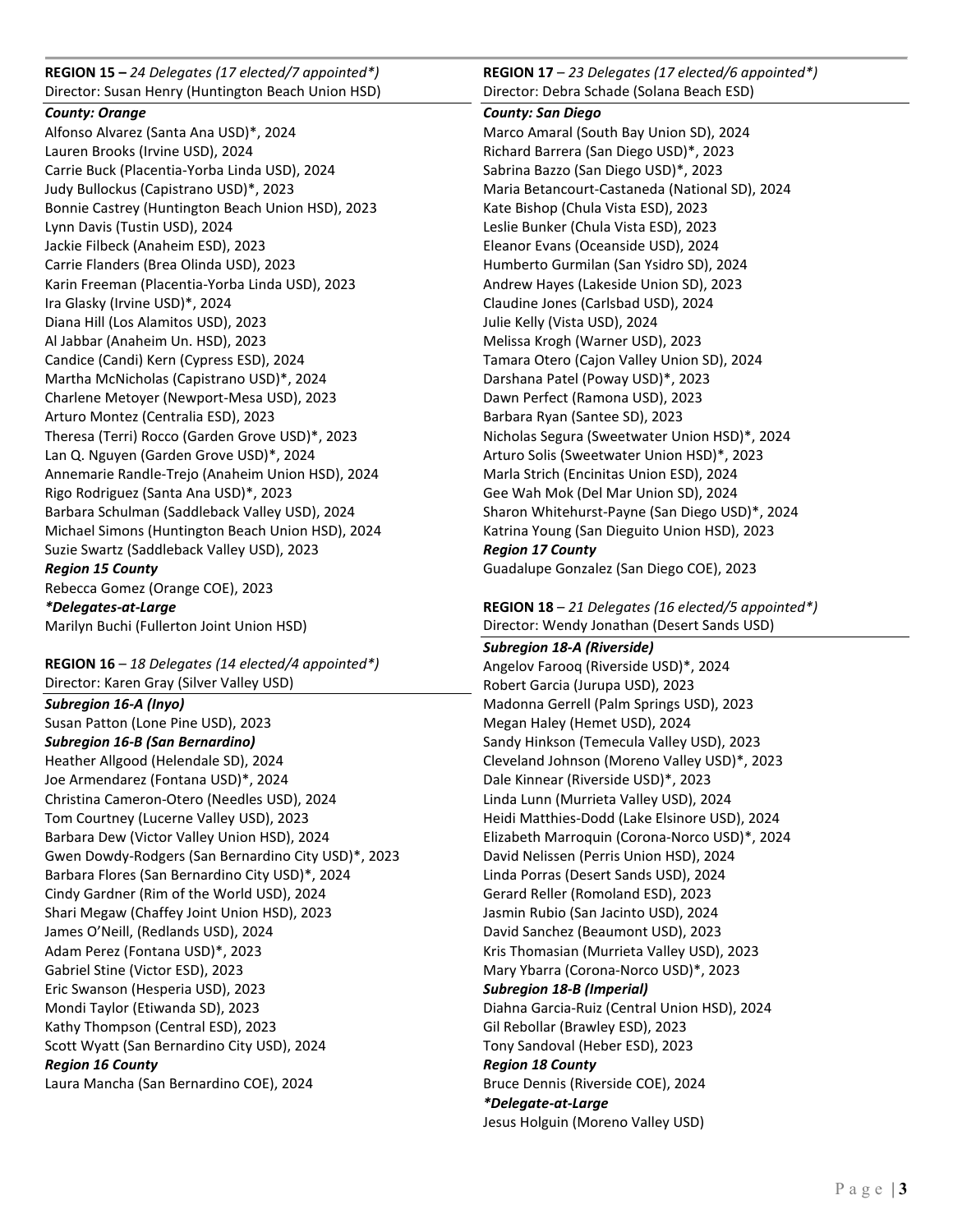**REGION 15 –** *24 Delegates (17 elected/7 appointed\*)*
Director: Susan Henry (Huntington Beach Union HSD)

***County: Orange***

Alfonso Alvarez (Santa Ana USD)*, 2024
Lauren Brooks (Irvine USD), 2024
Carrie Buck (Placentia-Yorba Linda USD), 2024
Judy Bullockus (Capistrano USD)*, 2023
Bonnie Castrey (Huntington Beach Union HSD), 2023
Lynn Davis (Tustin USD), 2024
Jackie Filbeck (Anaheim ESD), 2023
Carrie Flanders (Brea Olinda USD), 2023
Karin Freeman (Placentia-Yorba Linda USD), 2023
Ira Glasky (Irvine USD)*, 2024
Diana Hill (Los Alamitos USD), 2023
Al Jabbar (Anaheim Un. HSD), 2023
Candice (Candi) Kern (Cypress ESD), 2024
Martha McNicholas (Capistrano USD)*, 2024
Charlene Metoyer (Newport-Mesa USD), 2023
Arturo Montez (Centralia ESD), 2023
Theresa (Terri) Rocco (Garden Grove USD)*, 2023
Lan Q. Nguyen (Garden Grove USD)*, 2024
Annemarie Randle-Trejo (Anaheim Union HSD), 2024
Rigo Rodriguez (Santa Ana USD)*, 2023
Barbara Schulman (Saddleback Valley USD), 2024
Michael Simons (Huntington Beach Union HSD), 2024
Suzie Swartz (Saddleback Valley USD), 2023

***Region 15 County***

Rebecca Gomez (Orange COE), 2023

***\*Delegates-at-Large***

Marilyn Buchi (Fullerton Joint Union HSD)

**REGION 16** – *18 Delegates (14 elected/4 appointed\*)*
Director: Karen Gray (Silver Valley USD)

***Subregion 16-A (Inyo)***

Susan Patton (Lone Pine USD), 2023

***Subregion 16-B (San Bernardino)***

Heather Allgood (Helendale SD), 2024
Joe Armendarez (Fontana USD)*, 2024
Christina Cameron-Otero (Needles USD), 2024
Tom Courtney (Lucerne Valley USD), 2023
Barbara Dew (Victor Valley Union HSD), 2024
Gwen Dowdy-Rodgers (San Bernardino City USD)*, 2023
Barbara Flores (San Bernardino City USD)*, 2024
Cindy Gardner (Rim of the World USD), 2024
Shari Megaw (Chaffey Joint Union HSD), 2023
James O'Neill, (Redlands USD), 2024
Adam Perez (Fontana USD)*, 2023
Gabriel Stine (Victor ESD), 2023
Eric Swanson (Hesperia USD), 2023
Mondi Taylor (Etiwanda SD), 2023
Kathy Thompson (Central ESD), 2023
Scott Wyatt (San Bernardino City USD), 2024

***Region 16 County***

Laura Mancha (San Bernardino COE), 2024

**REGION 17** – *23 Delegates (17 elected/6 appointed\*)*
Director: Debra Schade (Solana Beach ESD)

***County: San Diego***

Marco Amaral (South Bay Union SD), 2024
Richard Barrera (San Diego USD)*, 2023
Sabrina Bazzo (San Diego USD)*, 2023
Maria Betancourt-Castaneda (National SD), 2024
Kate Bishop (Chula Vista ESD), 2023
Leslie Bunker (Chula Vista ESD), 2023
Eleanor Evans (Oceanside USD), 2024
Humberto Gurmilan (San Ysidro SD), 2024
Andrew Hayes (Lakeside Union SD), 2023
Claudine Jones (Carlsbad USD), 2024
Julie Kelly (Vista USD), 2024
Melissa Krogh (Warner USD), 2023
Tamara Otero (Cajon Valley Union SD), 2024
Darshana Patel (Poway USD)*, 2023
Dawn Perfect (Ramona USD), 2023
Barbara Ryan (Santee SD), 2023
Nicholas Segura (Sweetwater Union HSD)*, 2024
Arturo Solis (Sweetwater Union HSD)*, 2023
Marla Strich (Encinitas Union ESD), 2024
Gee Wah Mok (Del Mar Union SD), 2024
Sharon Whitehurst-Payne (San Diego USD)*, 2024
Katrina Young (San Dieguito Union HSD), 2023

***Region 17 County***

Guadalupe Gonzalez (San Diego COE), 2023

**REGION 18** – *21 Delegates (16 elected/5 appointed\*)*
Director: Wendy Jonathan (Desert Sands USD)

***Subregion 18-A (Riverside)***

Angelov Farooq (Riverside USD)*, 2024
Robert Garcia (Jurupa USD), 2023
Madonna Gerrell (Palm Springs USD), 2023
Megan Haley (Hemet USD), 2024
Sandy Hinkson (Temecula Valley USD), 2023
Cleveland Johnson (Moreno Valley USD)*, 2023
Dale Kinnear (Riverside USD)*, 2023
Linda Lunn (Murrieta Valley USD), 2024
Heidi Matthies-Dodd (Lake Elsinore USD), 2024
Elizabeth Marroquin (Corona-Norco USD)*, 2024
David Nelissen (Perris Union HSD), 2024
Linda Porras (Desert Sands USD), 2024
Gerard Reller (Romoland ESD), 2023
Jasmin Rubio (San Jacinto USD), 2024
David Sanchez (Beaumont USD), 2023
Kris Thomasian (Murrieta Valley USD), 2023
Mary Ybarra (Corona-Norco USD)*, 2023

***Subregion 18-B (Imperial)***

Diahna Garcia-Ruiz (Central Union HSD), 2024
Gil Rebollar (Brawley ESD), 2023
Tony Sandoval (Heber ESD), 2023

***Region 18 County***

Bruce Dennis (Riverside COE), 2024

***\*Delegate-at-Large***

Jesus Holguin (Moreno Valley USD)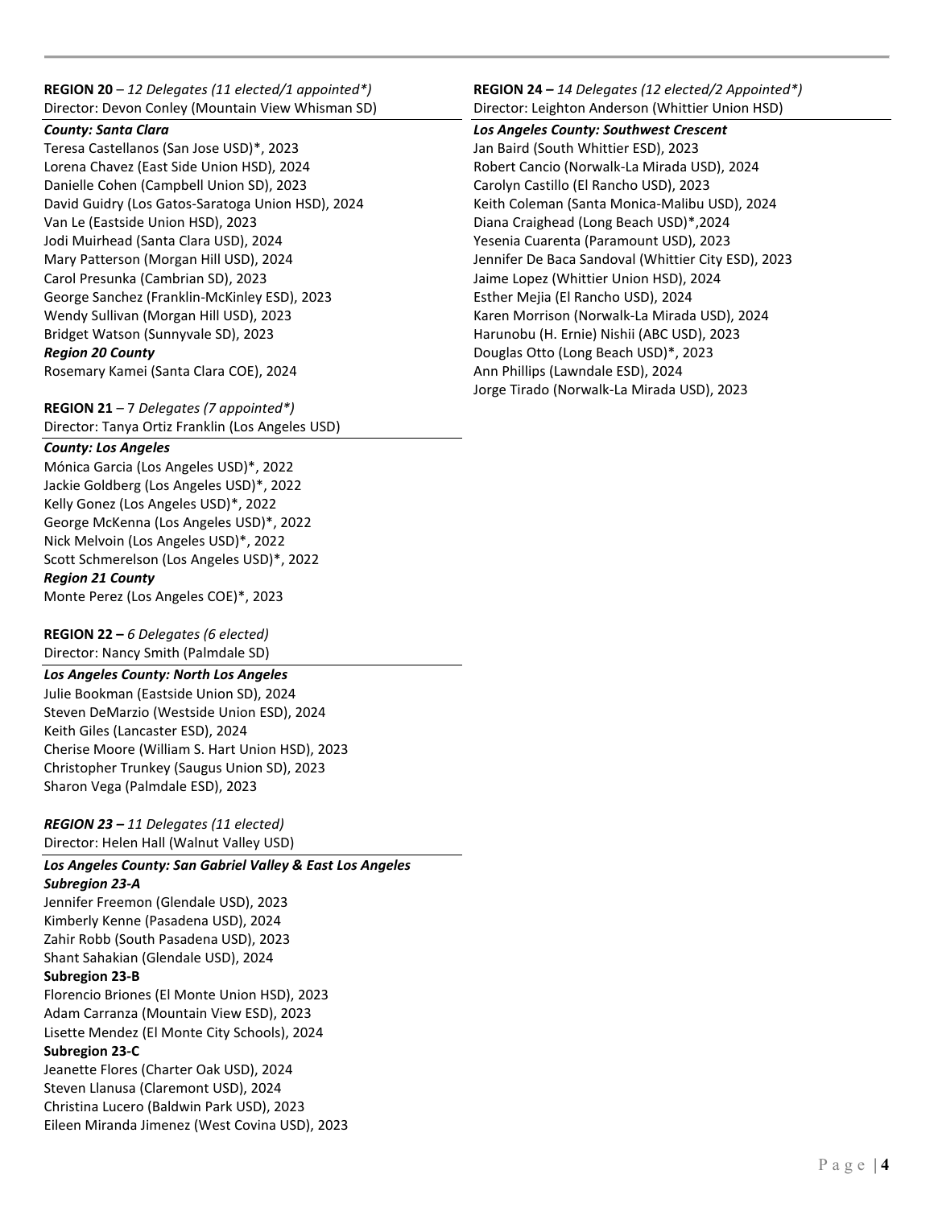**REGION 20** – *12 Delegates (11 elected/1 appointed*)*
Director: Devon Conley (Mountain View Whisman SD)

***County: Santa Clara***
Teresa Castellanos (San Jose USD)*, 2023
Lorena Chavez (East Side Union HSD), 2024
Danielle Cohen (Campbell Union SD), 2023
David Guidry (Los Gatos-Saratoga Union HSD), 2024
Van Le (Eastside Union HSD), 2023
Jodi Muirhead (Santa Clara USD), 2024
Mary Patterson (Morgan Hill USD), 2024
Carol Presunka (Cambrian SD), 2023
George Sanchez (Franklin-McKinley ESD), 2023
Wendy Sullivan (Morgan Hill USD), 2023
Bridget Watson (Sunnyvale SD), 2023
***Region 20 County***
Rosemary Kamei (Santa Clara COE), 2024

**REGION 21** – 7 *Delegates (7 appointed*)*
Director: Tanya Ortiz Franklin (Los Angeles USD)

***County: Los Angeles***
Mónica Garcia (Los Angeles USD)*, 2022
Jackie Goldberg (Los Angeles USD)*, 2022
Kelly Gonez (Los Angeles USD)*, 2022
George McKenna (Los Angeles USD)*, 2022
Nick Melvoin (Los Angeles USD)*, 2022
Scott Schmerelson (Los Angeles USD)*, 2022
***Region 21 County***
Monte Perez (Los Angeles COE)*, 2023

**REGION 22 –** *6 Delegates (6 elected)*
Director: Nancy Smith (Palmdale SD)

***Los Angeles County: North Los Angeles***
Julie Bookman (Eastside Union SD), 2024
Steven DeMarzio (Westside Union ESD), 2024
Keith Giles (Lancaster ESD), 2024
Cherise Moore (William S. Hart Union HSD), 2023
Christopher Trunkey (Saugus Union SD), 2023
Sharon Vega (Palmdale ESD), 2023

***REGION 23 –*** *11 Delegates (11 elected)*
Director: Helen Hall (Walnut Valley USD)

***Los Angeles County: San Gabriel Valley & East Los Angeles***
***Subregion 23-A***
Jennifer Freemon (Glendale USD), 2023
Kimberly Kenne (Pasadena USD), 2024
Zahir Robb (South Pasadena USD), 2023
Shant Sahakian (Glendale USD), 2024
**Subregion 23-B**
Florencio Briones (El Monte Union HSD), 2023
Adam Carranza (Mountain View ESD), 2023
Lisette Mendez (El Monte City Schools), 2024
**Subregion 23-C**
Jeanette Flores (Charter Oak USD), 2024
Steven Llanusa (Claremont USD), 2024
Christina Lucero (Baldwin Park USD), 2023
Eileen Miranda Jimenez (West Covina USD), 2023

**REGION 24 –** *14 Delegates (12 elected/2 Appointed*)*
Director: Leighton Anderson (Whittier Union HSD)

***Los Angeles County: Southwest Crescent***
Jan Baird (South Whittier ESD), 2023
Robert Cancio (Norwalk-La Mirada USD), 2024
Carolyn Castillo (El Rancho USD), 2023
Keith Coleman (Santa Monica-Malibu USD), 2024
Diana Craighead (Long Beach USD)*,2024
Yesenia Cuarenta (Paramount USD), 2023
Jennifer De Baca Sandoval (Whittier City ESD), 2023
Jaime Lopez (Whittier Union HSD), 2024
Esther Mejia (El Rancho USD), 2024
Karen Morrison (Norwalk-La Mirada USD), 2024
Harunobu (H. Ernie) Nishii (ABC USD), 2023
Douglas Otto (Long Beach USD)*, 2023
Ann Phillips (Lawndale ESD), 2024
Jorge Tirado (Norwalk-La Mirada USD), 2023